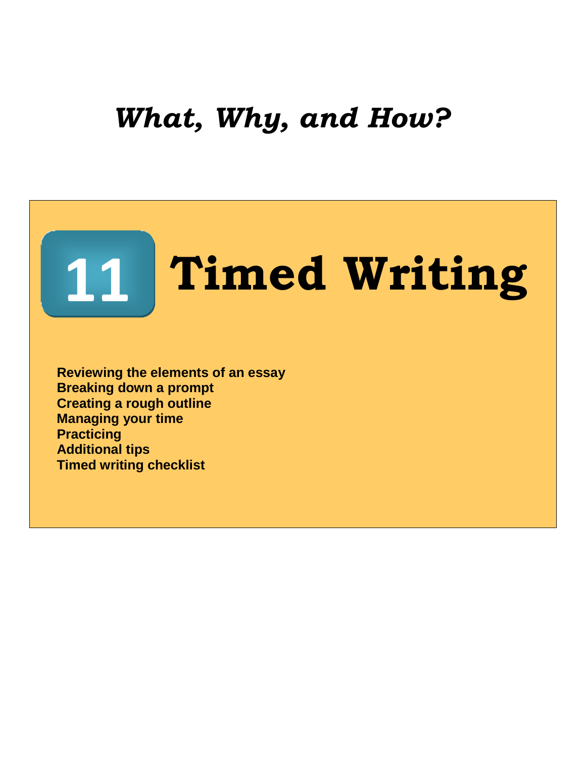*What, Why, and How?*

# 11 Timed Writing

**Reviewing the elements of an essay**
**Breaking down a prompt**
**Creating a rough outline**
**Managing your time**
**Practicing**
**Additional tips**
**Timed writing checklist**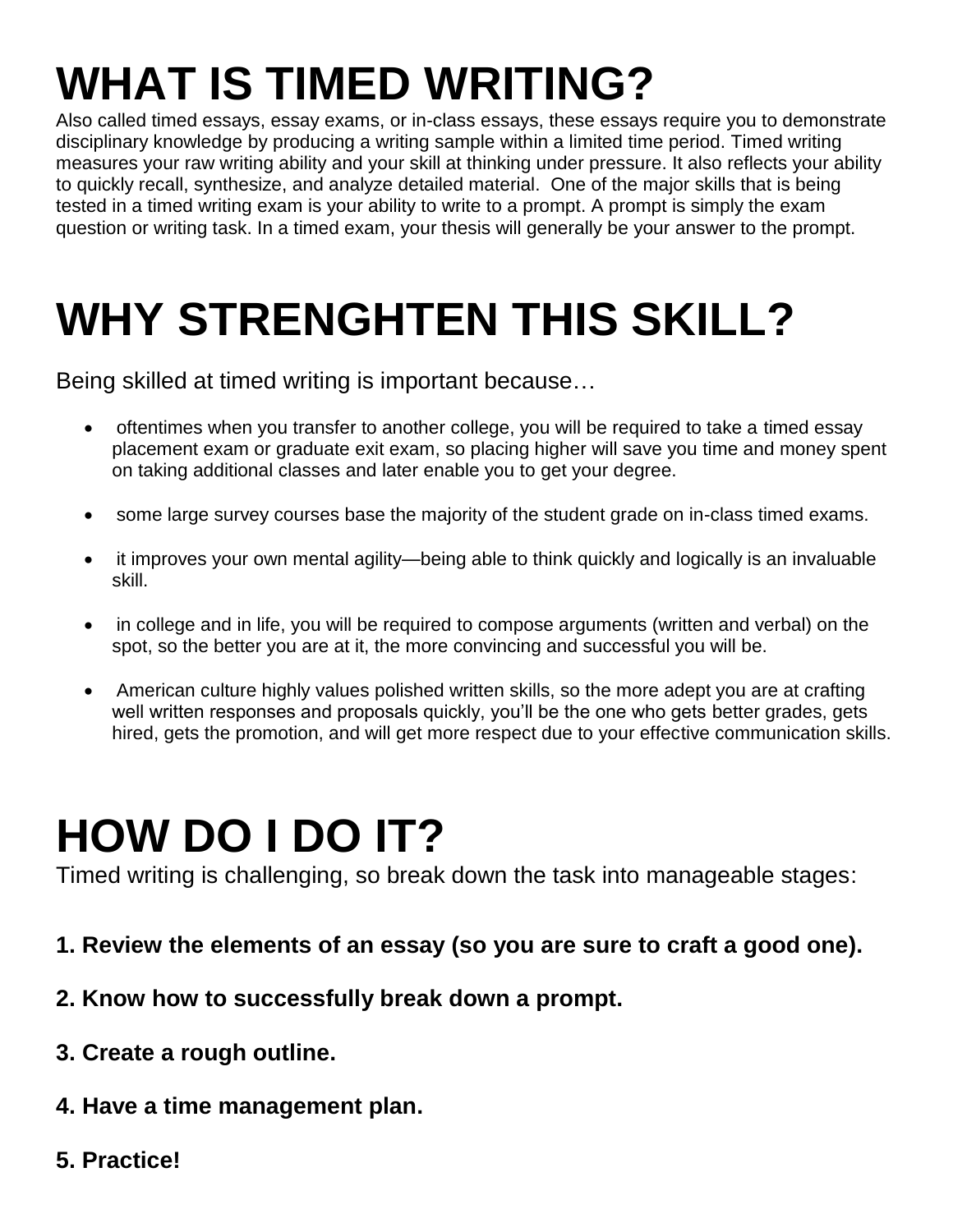# WHAT IS TIMED WRITING?

Also called timed essays, essay exams, or in-class essays, these essays require you to demonstrate disciplinary knowledge by producing a writing sample within a limited time period. Timed writing measures your raw writing ability and your skill at thinking under pressure. It also reflects your ability to quickly recall, synthesize, and analyze detailed material. One of the major skills that is being tested in a timed writing exam is your ability to write to a prompt. A prompt is simply the exam question or writing task. In a timed exam, your thesis will generally be your answer to the prompt.

# WHY STRENGHTEN THIS SKILL?

Being skilled at timed writing is important because…

- oftentimes when you transfer to another college, you will be required to take a timed essay placement exam or graduate exit exam, so placing higher will save you time and money spent on taking additional classes and later enable you to get your degree.
- some large survey courses base the majority of the student grade on in-class timed exams.
- it improves your own mental agility—being able to think quickly and logically is an invaluable skill.
- in college and in life, you will be required to compose arguments (written and verbal) on the spot, so the better you are at it, the more convincing and successful you will be.
- American culture highly values polished written skills, so the more adept you are at crafting well written responses and proposals quickly, you'll be the one who gets better grades, gets hired, gets the promotion, and will get more respect due to your effective communication skills.

# HOW DO I DO IT?

Timed writing is challenging, so break down the task into manageable stages:

**1. Review the elements of an essay (so you are sure to craft a good one).**

**2. Know how to successfully break down a prompt.**

**3. Create a rough outline.**

**4. Have a time management plan.**

**5. Practice!**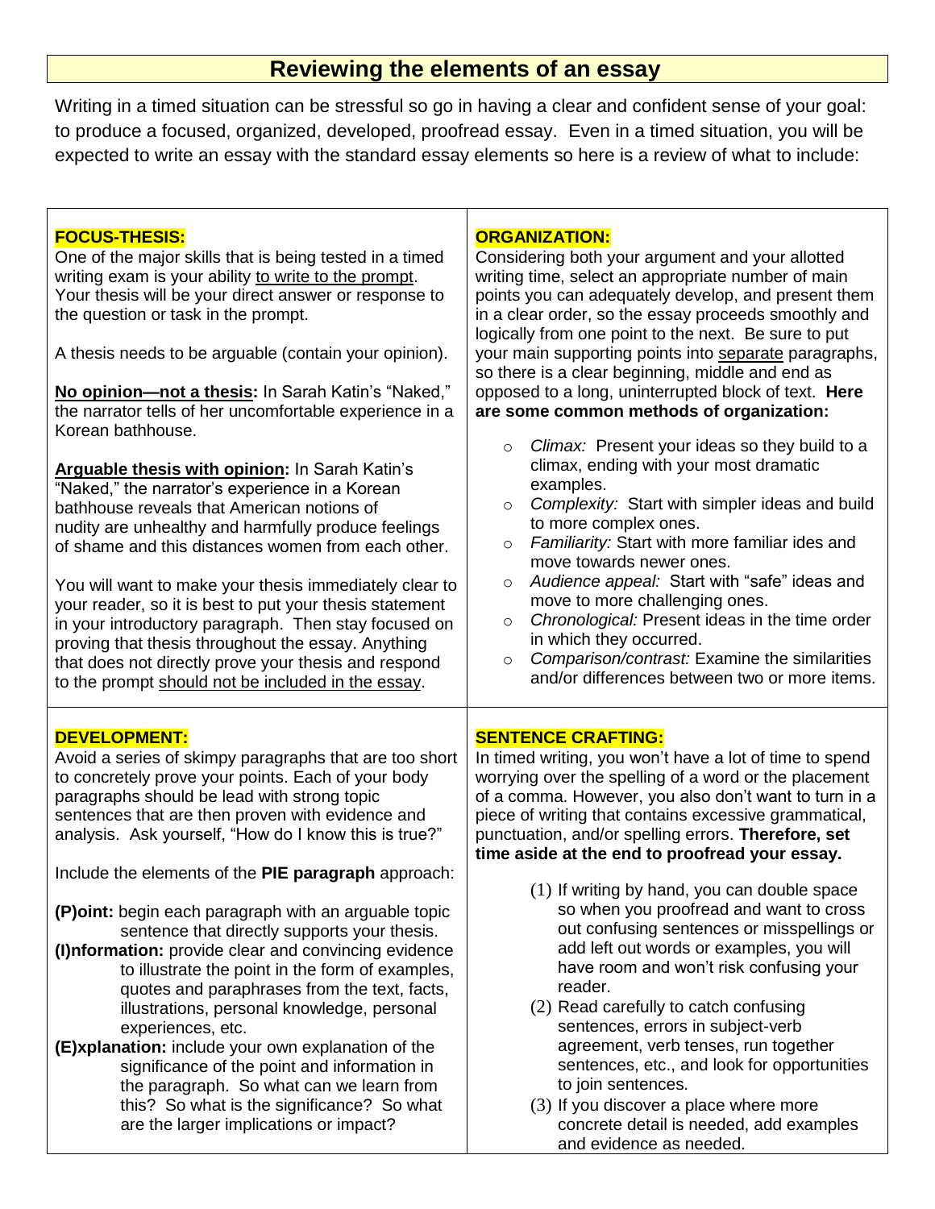# Reviewing the elements of an essay

Writing in a timed situation can be stressful so go in having a clear and confident sense of your goal: to produce a focused, organized, developed, proofread essay. Even in a timed situation, you will be expected to write an essay with the standard essay elements so here is a review of what to include:

## FOCUS-THESIS:

One of the major skills that is being tested in a timed writing exam is your ability to write to the prompt. Your thesis will be your direct answer or response to the question or task in the prompt.

A thesis needs to be arguable (contain your opinion).

**No opinion—not a thesis:** In Sarah Katin's "Naked," the narrator tells of her uncomfortable experience in a Korean bathhouse.

**Arguable thesis with opinion:** In Sarah Katin's "Naked," the narrator's experience in a Korean bathhouse reveals that American notions of nudity are unhealthy and harmfully produce feelings of shame and this distances women from each other.

You will want to make your thesis immediately clear to your reader, so it is best to put your thesis statement in your introductory paragraph. Then stay focused on proving that thesis throughout the essay. Anything that does not directly prove your thesis and respond to the prompt should not be included in the essay.

## ORGANIZATION:

Considering both your argument and your allotted writing time, select an appropriate number of main points you can adequately develop, and present them in a clear order, so the essay proceeds smoothly and logically from one point to the next. Be sure to put your main supporting points into separate paragraphs, so there is a clear beginning, middle and end as opposed to a long, uninterrupted block of text. **Here are some common methods of organization:**

- *Climax:* Present your ideas so they build to a climax, ending with your most dramatic examples.
- *Complexity:* Start with simpler ideas and build to more complex ones.
- *Familiarity:* Start with more familiar ides and move towards newer ones.
- *Audience appeal:* Start with "safe" ideas and move to more challenging ones.
- *Chronological:* Present ideas in the time order in which they occurred.
- *Comparison/contrast:* Examine the similarities and/or differences between two or more items.

## DEVELOPMENT:

Avoid a series of skimpy paragraphs that are too short to concretely prove your points. Each of your body paragraphs should be lead with strong topic sentences that are then proven with evidence and analysis. Ask yourself, "How do I know this is true?"

Include the elements of the **PIE paragraph** approach:

**(P)oint:** begin each paragraph with an arguable topic sentence that directly supports your thesis.

**(I)nformation:** provide clear and convincing evidence to illustrate the point in the form of examples, quotes and paraphrases from the text, facts, illustrations, personal knowledge, personal experiences, etc.

**(E)xplanation:** include your own explanation of the significance of the point and information in the paragraph. So what can we learn from this? So what is the significance? So what are the larger implications or impact?

## SENTENCE CRAFTING:

In timed writing, you won't have a lot of time to spend worrying over the spelling of a word or the placement of a comma. However, you also don't want to turn in a piece of writing that contains excessive grammatical, punctuation, and/or spelling errors. **Therefore, set time aside at the end to proofread your essay.**

(1) If writing by hand, you can double space so when you proofread and want to cross out confusing sentences or misspellings or add left out words or examples, you will have room and won't risk confusing your reader.

(2) Read carefully to catch confusing sentences, errors in subject-verb agreement, verb tenses, run together sentences, etc., and look for opportunities to join sentences.

(3) If you discover a place where more concrete detail is needed, add examples and evidence as needed.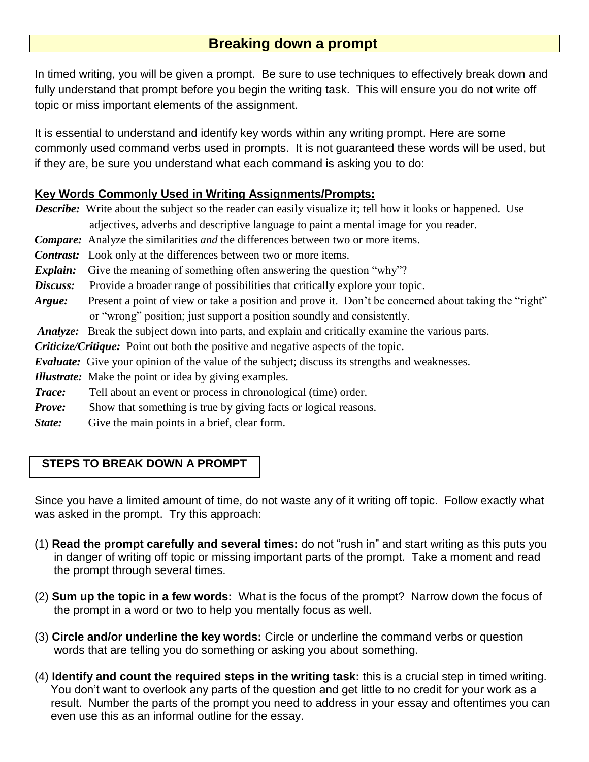# Breaking down a prompt

In timed writing, you will be given a prompt. Be sure to use techniques to effectively break down and fully understand that prompt before you begin the writing task. This will ensure you do not write off topic or miss important elements of the assignment.

It is essential to understand and identify key words within any writing prompt. Here are some commonly used command verbs used in prompts. It is not guaranteed these words will be used, but if they are, be sure you understand what each command is asking you to do:

**Key Words Commonly Used in Writing Assignments/Prompts:**

***Describe:*** Write about the subject so the reader can easily visualize it; tell how it looks or happened. Use adjectives, adverbs and descriptive language to paint a mental image for you reader.

***Compare:*** Analyze the similarities *and* the differences between two or more items.

***Contrast:*** Look only at the differences between two or more items.

***Explain:*** Give the meaning of something often answering the question "why"?

***Discuss:*** Provide a broader range of possibilities that critically explore your topic.

***Argue:*** Present a point of view or take a position and prove it. Don't be concerned about taking the "right" or "wrong" position; just support a position soundly and consistently.

***Analyze:*** Break the subject down into parts, and explain and critically examine the various parts.

***Criticize/Critique:*** Point out both the positive and negative aspects of the topic.

***Evaluate:*** Give your opinion of the value of the subject; discuss its strengths and weaknesses.

***Illustrate:*** Make the point or idea by giving examples.

***Trace:*** Tell about an event or process in chronological (time) order.

***Prove:*** Show that something is true by giving facts or logical reasons.

***State:*** Give the main points in a brief, clear form.

## STEPS TO BREAK DOWN A PROMPT

Since you have a limited amount of time, do not waste any of it writing off topic. Follow exactly what was asked in the prompt. Try this approach:

(1) **Read the prompt carefully and several times:** do not "rush in" and start writing as this puts you in danger of writing off topic or missing important parts of the prompt. Take a moment and read the prompt through several times.

(2) **Sum up the topic in a few words:** What is the focus of the prompt? Narrow down the focus of the prompt in a word or two to help you mentally focus as well.

(3) **Circle and/or underline the key words:** Circle or underline the command verbs or question words that are telling you do something or asking you about something.

(4) **Identify and count the required steps in the writing task:** this is a crucial step in timed writing. You don't want to overlook any parts of the question and get little to no credit for your work as a result. Number the parts of the prompt you need to address in your essay and oftentimes you can even use this as an informal outline for the essay.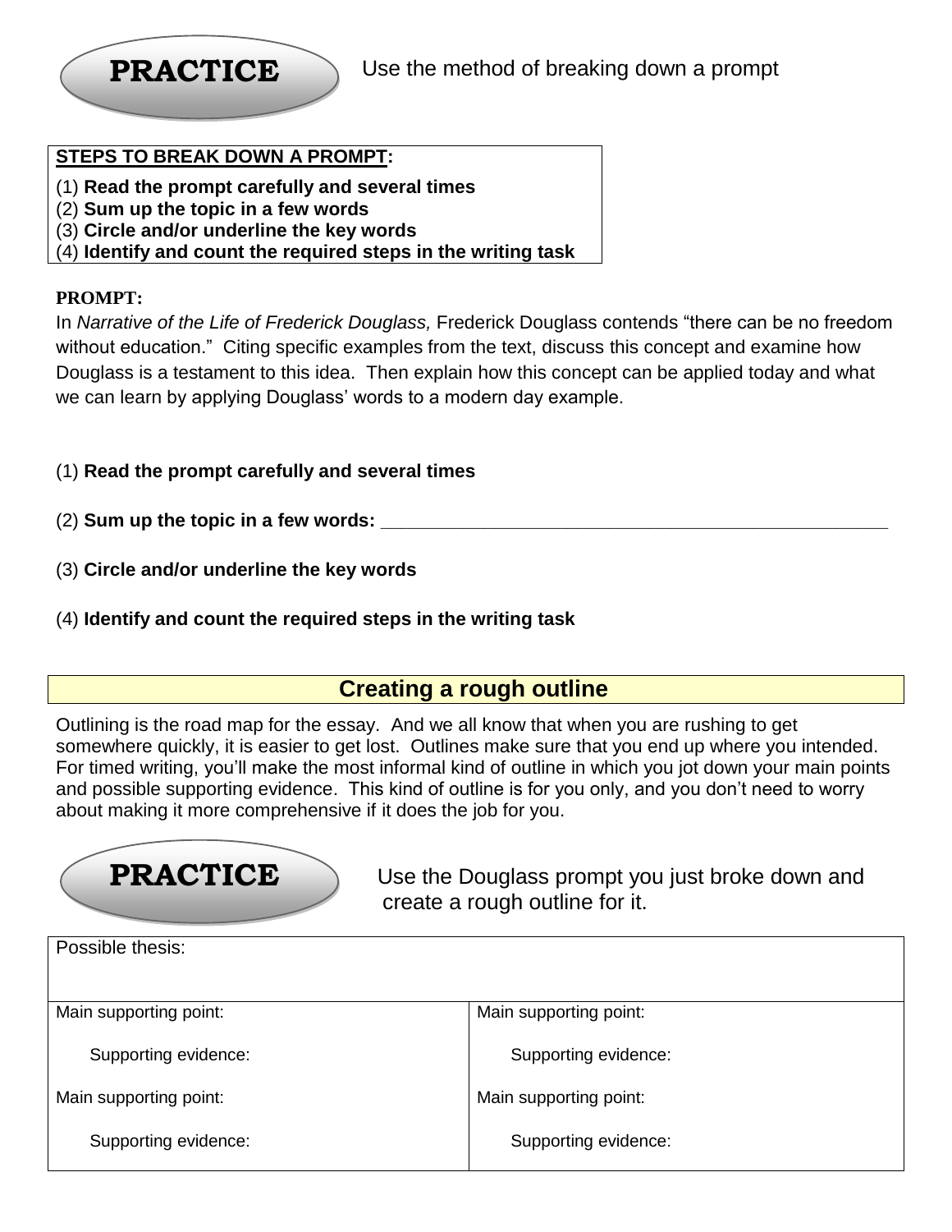**PRACTICE** Use the method of breaking down a prompt

**STEPS TO BREAK DOWN A PROMPT:**

(1) **Read the prompt carefully and several times**
(2) **Sum up the topic in a few words**
(3) **Circle and/or underline the key words**
(4) **Identify and count the required steps in the writing task**

**PROMPT:**

In *Narrative of the Life of Frederick Douglass,* Frederick Douglass contends "there can be no freedom without education." Citing specific examples from the text, discuss this concept and examine how Douglass is a testament to this idea. Then explain how this concept can be applied today and what we can learn by applying Douglass' words to a modern day example.

(1) **Read the prompt carefully and several times**

(2) **Sum up the topic in a few words:** ____________________________________________________

(3) **Circle and/or underline the key words**

(4) **Identify and count the required steps in the writing task**

## Creating a rough outline

Outlining is the road map for the essay. And we all know that when you are rushing to get somewhere quickly, it is easier to get lost. Outlines make sure that you end up where you intended. For timed writing, you'll make the most informal kind of outline in which you jot down your main points and possible supporting evidence. This kind of outline is for you only, and you don't need to worry about making it more comprehensive if it does the job for you.

**PRACTICE** Use the Douglass prompt you just broke down and create a rough outline for it.

| Possible thesis: | |
|---|---|
| Main supporting point:<br><br>Supporting evidence: | Main supporting point:<br><br>Supporting evidence: |
| Main supporting point:<br><br>Supporting evidence: | Main supporting point:<br><br>Supporting evidence: |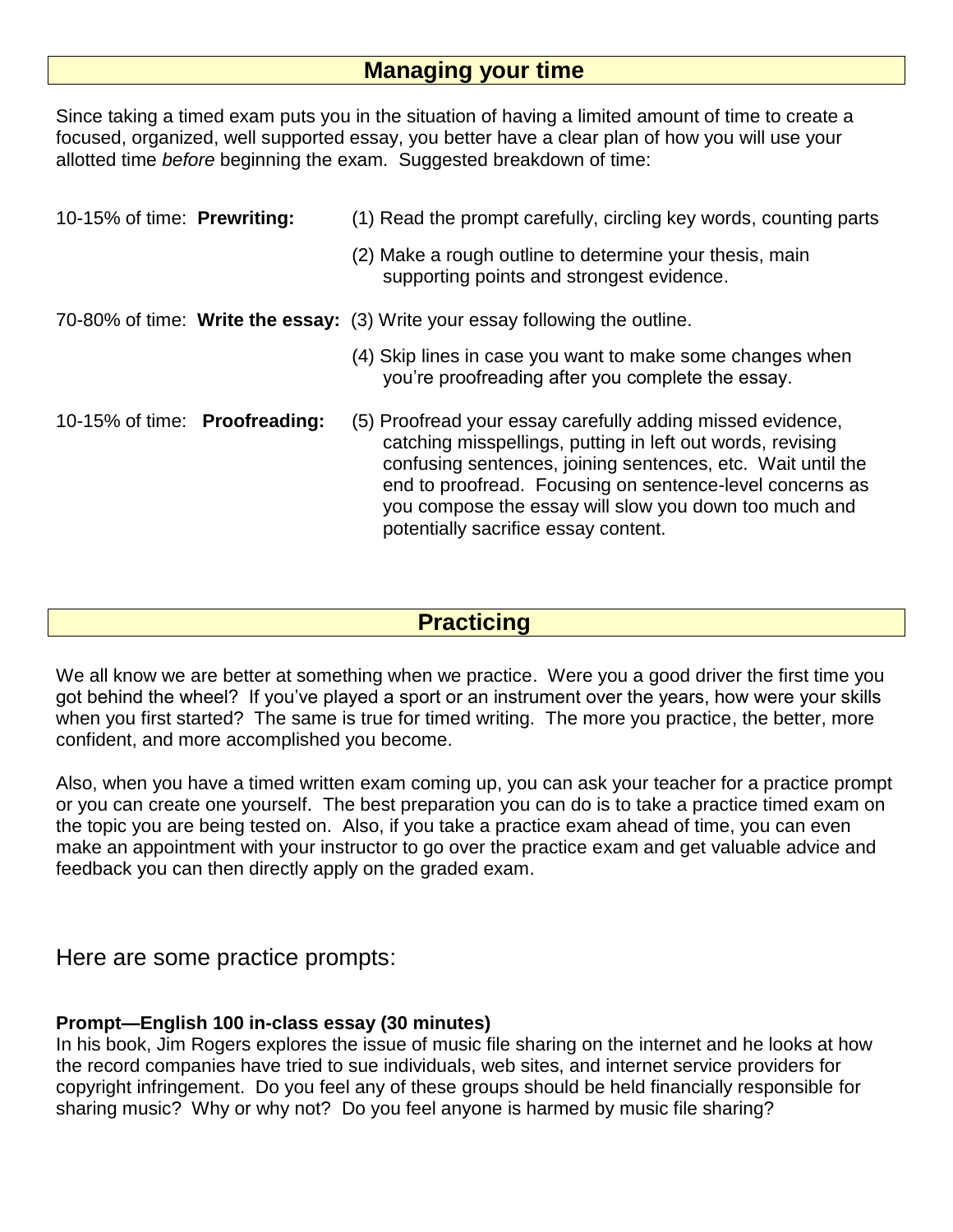## Managing your time

Since taking a timed exam puts you in the situation of having a limited amount of time to create a focused, organized, well supported essay, you better have a clear plan of how you will use your allotted time *before* beginning the exam. Suggested breakdown of time:

10-15% of time: **Prewriting:**

(1) Read the prompt carefully, circling key words, counting parts

(2) Make a rough outline to determine your thesis, main supporting points and strongest evidence.

70-80% of time: **Write the essay:**

(3) Write your essay following the outline.

(4) Skip lines in case you want to make some changes when you're proofreading after you complete the essay.

10-15% of time: **Proofreading:**

(5) Proofread your essay carefully adding missed evidence, catching misspellings, putting in left out words, revising confusing sentences, joining sentences, etc. Wait until the end to proofread. Focusing on sentence-level concerns as you compose the essay will slow you down too much and potentially sacrifice essay content.

## Practicing

We all know we are better at something when we practice. Were you a good driver the first time you got behind the wheel? If you've played a sport or an instrument over the years, how were your skills when you first started? The same is true for timed writing. The more you practice, the better, more confident, and more accomplished you become.

Also, when you have a timed written exam coming up, you can ask your teacher for a practice prompt or you can create one yourself. The best preparation you can do is to take a practice timed exam on the topic you are being tested on. Also, if you take a practice exam ahead of time, you can even make an appointment with your instructor to go over the practice exam and get valuable advice and feedback you can then directly apply on the graded exam.

Here are some practice prompts:

**Prompt—English 100 in-class essay (30 minutes)**
In his book, Jim Rogers explores the issue of music file sharing on the internet and he looks at how the record companies have tried to sue individuals, web sites, and internet service providers for copyright infringement. Do you feel any of these groups should be held financially responsible for sharing music? Why or why not? Do you feel anyone is harmed by music file sharing?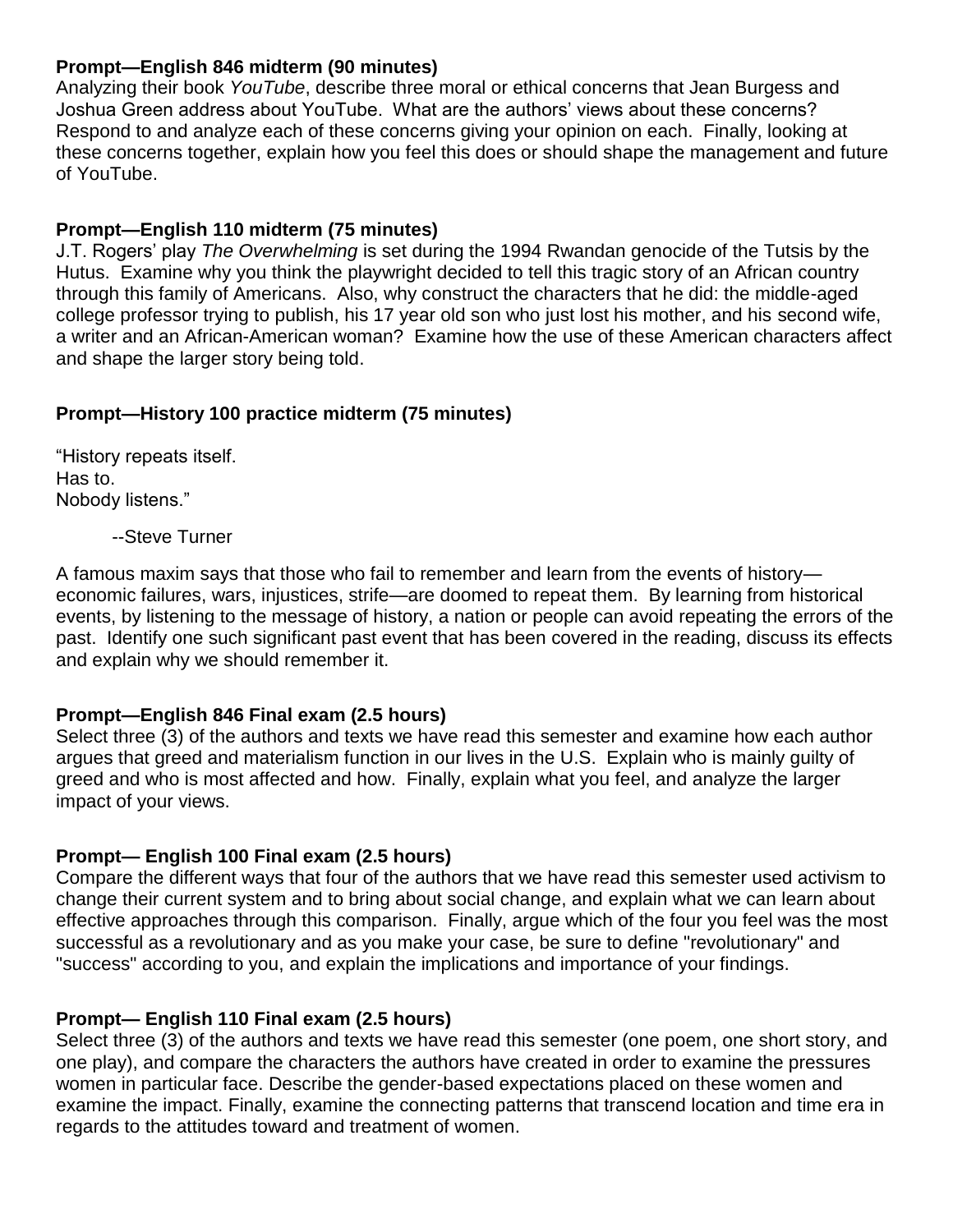**Prompt—English 846 midterm (90 minutes)**
Analyzing their book *YouTube*, describe three moral or ethical concerns that Jean Burgess and Joshua Green address about YouTube. What are the authors' views about these concerns? Respond to and analyze each of these concerns giving your opinion on each. Finally, looking at these concerns together, explain how you feel this does or should shape the management and future of YouTube.

**Prompt—English 110 midterm (75 minutes)**
J.T. Rogers' play *The Overwhelming* is set during the 1994 Rwandan genocide of the Tutsis by the Hutus. Examine why you think the playwright decided to tell this tragic story of an African country through this family of Americans. Also, why construct the characters that he did: the middle-aged college professor trying to publish, his 17 year old son who just lost his mother, and his second wife, a writer and an African-American woman? Examine how the use of these American characters affect and shape the larger story being told.

**Prompt—History 100 practice midterm (75 minutes)**

"History repeats itself.
Has to.
Nobody listens."

--Steve Turner

A famous maxim says that those who fail to remember and learn from the events of history—economic failures, wars, injustices, strife—are doomed to repeat them. By learning from historical events, by listening to the message of history, a nation or people can avoid repeating the errors of the past. Identify one such significant past event that has been covered in the reading, discuss its effects and explain why we should remember it.

**Prompt—English 846 Final exam (2.5 hours)**
Select three (3) of the authors and texts we have read this semester and examine how each author argues that greed and materialism function in our lives in the U.S. Explain who is mainly guilty of greed and who is most affected and how. Finally, explain what you feel, and analyze the larger impact of your views.

**Prompt— English 100 Final exam (2.5 hours)**
Compare the different ways that four of the authors that we have read this semester used activism to change their current system and to bring about social change, and explain what we can learn about effective approaches through this comparison. Finally, argue which of the four you feel was the most successful as a revolutionary and as you make your case, be sure to define "revolutionary" and "success" according to you, and explain the implications and importance of your findings.

**Prompt— English 110 Final exam (2.5 hours)**
Select three (3) of the authors and texts we have read this semester (one poem, one short story, and one play), and compare the characters the authors have created in order to examine the pressures women in particular face. Describe the gender-based expectations placed on these women and examine the impact. Finally, examine the connecting patterns that transcend location and time era in regards to the attitudes toward and treatment of women.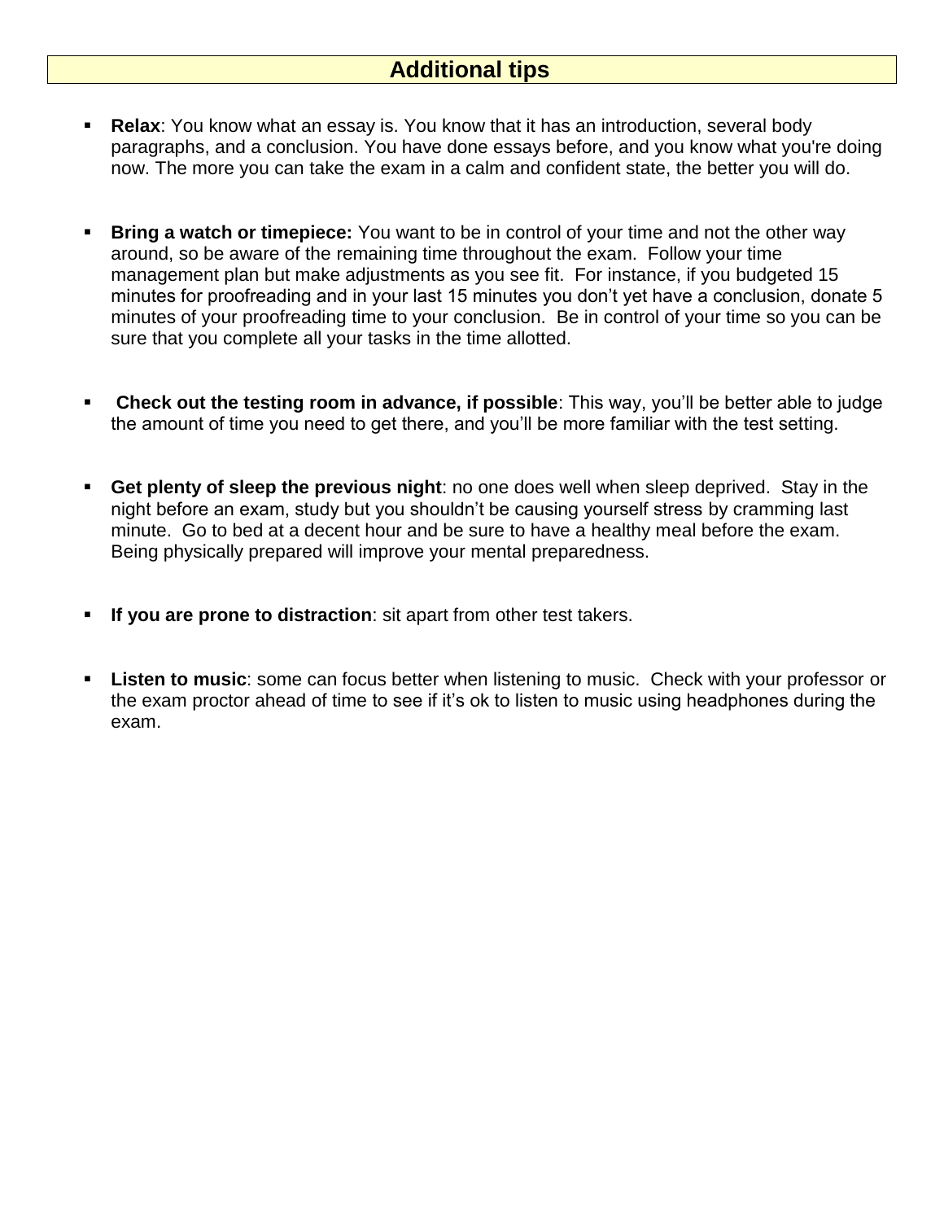## Additional tips

- **Relax**: You know what an essay is. You know that it has an introduction, several body paragraphs, and a conclusion. You have done essays before, and you know what you're doing now. The more you can take the exam in a calm and confident state, the better you will do.

- **Bring a watch or timepiece:** You want to be in control of your time and not the other way around, so be aware of the remaining time throughout the exam. Follow your time management plan but make adjustments as you see fit. For instance, if you budgeted 15 minutes for proofreading and in your last 15 minutes you don't yet have a conclusion, donate 5 minutes of your proofreading time to your conclusion. Be in control of your time so you can be sure that you complete all your tasks in the time allotted.

- **Check out the testing room in advance, if possible**: This way, you'll be better able to judge the amount of time you need to get there, and you'll be more familiar with the test setting.

- **Get plenty of sleep the previous night**: no one does well when sleep deprived. Stay in the night before an exam, study but you shouldn't be causing yourself stress by cramming last minute. Go to bed at a decent hour and be sure to have a healthy meal before the exam. Being physically prepared will improve your mental preparedness.

- **If you are prone to distraction**: sit apart from other test takers.

- **Listen to music**: some can focus better when listening to music. Check with your professor or the exam proctor ahead of time to see if it's ok to listen to music using headphones during the exam.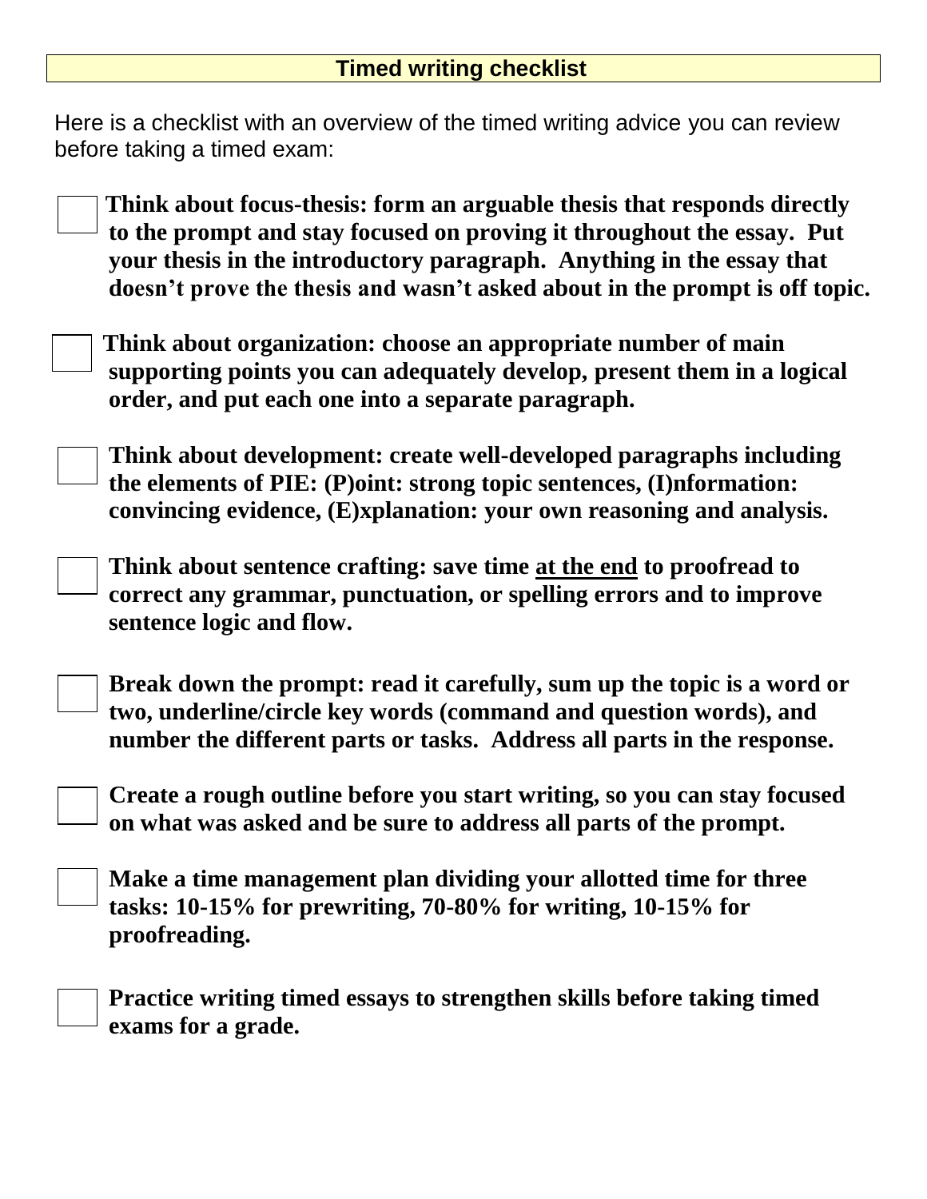# Timed writing checklist

Here is a checklist with an overview of the timed writing advice you can review before taking a timed exam:

- [ ] **Think about focus-thesis: form an arguable thesis that responds directly to the prompt and stay focused on proving it throughout the essay. Put your thesis in the introductory paragraph. Anything in the essay that doesn't prove the thesis and wasn't asked about in the prompt is off topic.**

- [ ] **Think about organization: choose an appropriate number of main supporting points you can adequately develop, present them in a logical order, and put each one into a separate paragraph.**

- [ ] **Think about development: create well-developed paragraphs including the elements of PIE: (P)oint: strong topic sentences, (I)nformation: convincing evidence, (E)xplanation: your own reasoning and analysis.**

- [ ] **Think about sentence crafting: save time <u>at the end</u> to proofread to correct any grammar, punctuation, or spelling errors and to improve sentence logic and flow.**

- [ ] **Break down the prompt: read it carefully, sum up the topic is a word or two, underline/circle key words (command and question words), and number the different parts or tasks. Address all parts in the response.**

- [ ] **Create a rough outline before you start writing, so you can stay focused on what was asked and be sure to address all parts of the prompt.**

- [ ] **Make a time management plan dividing your allotted time for three tasks: 10-15% for prewriting, 70-80% for writing, 10-15% for proofreading.**

- [ ] **Practice writing timed essays to strengthen skills before taking timed exams for a grade.**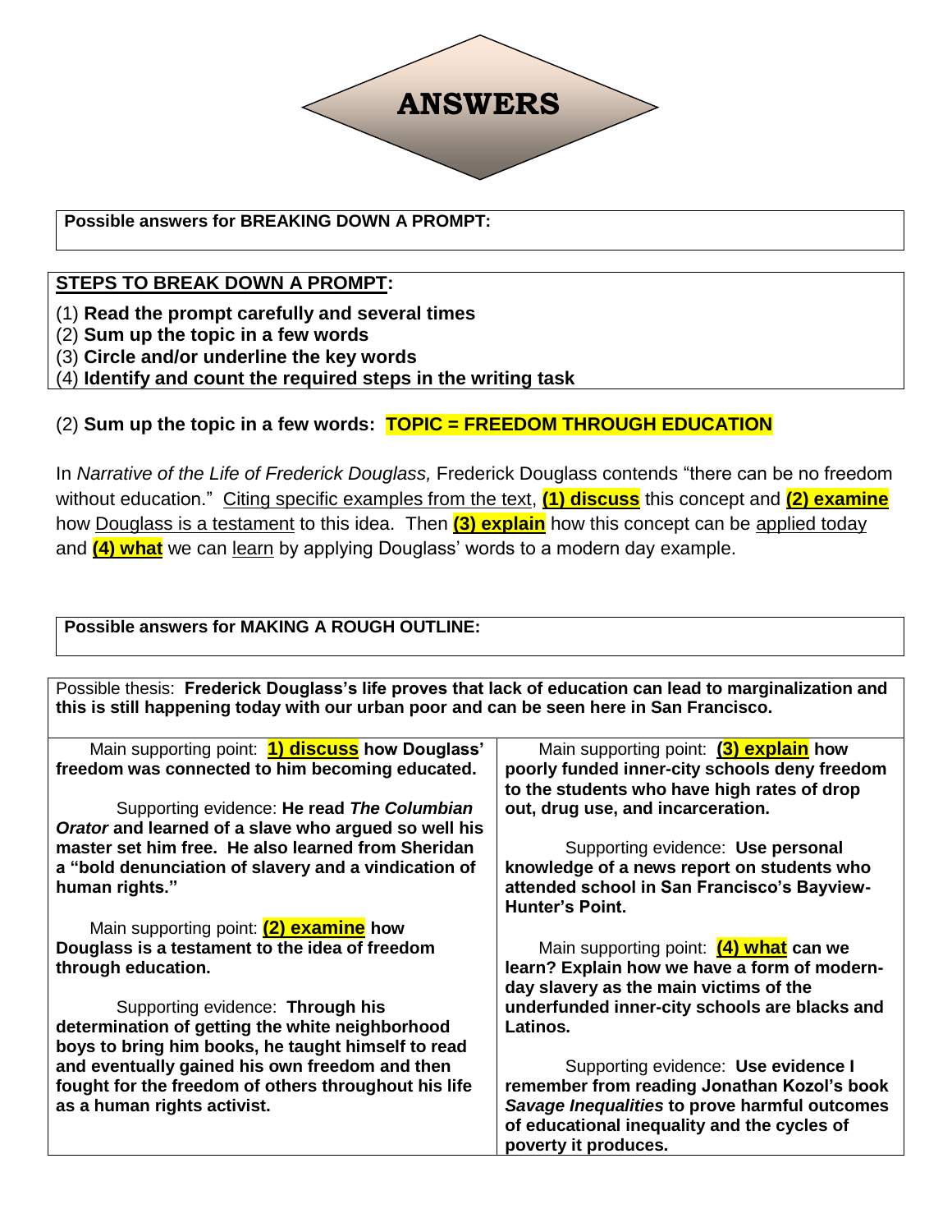# ANSWERS

**Possible answers for BREAKING DOWN A PROMPT:**

**STEPS TO BREAK DOWN A PROMPT:**

(1) **Read the prompt carefully and several times**
(2) **Sum up the topic in a few words**
(3) **Circle and/or underline the key words**
(4) **Identify and count the required steps in the writing task**

(2) **Sum up the topic in a few words: TOPIC = FREEDOM THROUGH EDUCATION**

In *Narrative of the Life of Frederick Douglass,* Frederick Douglass contends "there can be no freedom without education." Citing specific examples from the text, **(1) discuss** this concept and **(2) examine** how Douglass is a testament to this idea. Then **(3) explain** how this concept can be applied today and **(4) what** we can learn by applying Douglass' words to a modern day example.

**Possible answers for MAKING A ROUGH OUTLINE:**

Possible thesis: **Frederick Douglass's life proves that lack of education can lead to marginalization and this is still happening today with our urban poor and can be seen here in San Francisco.**

| | |
|---|---|
| Main supporting point: **1) discuss how Douglass' freedom was connected to him becoming educated.**<br><br>Supporting evidence: **He read *The Columbian Orator* and learned of a slave who argued so well his master set him free. He also learned from Sheridan a "bold denunciation of slavery and a vindication of human rights."** | Main supporting point: **(3) explain how poorly funded inner-city schools deny freedom to the students who have high rates of drop out, drug use, and incarceration.**<br><br>Supporting evidence: **Use personal knowledge of a news report on students who attended school in San Francisco's Bayview-Hunter's Point.** |
| Main supporting point: **(2) examine how Douglass is a testament to the idea of freedom through education.**<br><br>Supporting evidence: **Through his determination of getting the white neighborhood boys to bring him books, he taught himself to read and eventually gained his own freedom and then fought for the freedom of others throughout his life as a human rights activist.** | Main supporting point: **(4) what can we learn? Explain how we have a form of modern-day slavery as the main victims of the underfunded inner-city schools are blacks and Latinos.**<br><br>Supporting evidence: **Use evidence I remember from reading Jonathan Kozol's book *Savage Inequalities* to prove harmful outcomes of educational inequality and the cycles of poverty it produces.** |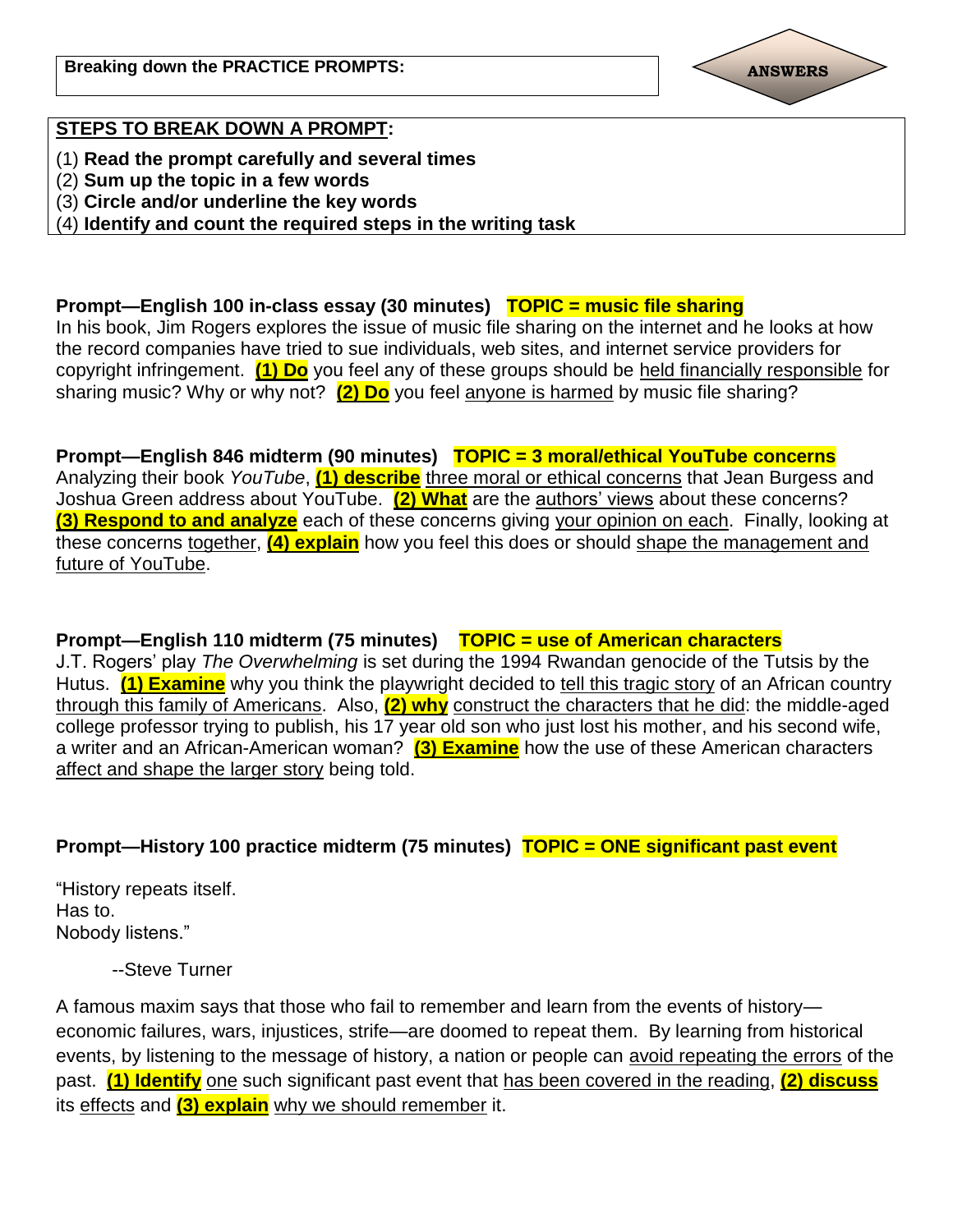**Breaking down the PRACTICE PROMPTS:**

**ANSWERS**

**STEPS TO BREAK DOWN A PROMPT:**

(1) **Read the prompt carefully and several times**
(2) **Sum up the topic in a few words**
(3) **Circle and/or underline the key words**
(4) **Identify and count the required steps in the writing task**

**Prompt—English 100 in-class essay (30 minutes)** **TOPIC = music file sharing**

In his book, Jim Rogers explores the issue of music file sharing on the internet and he looks at how the record companies have tried to sue individuals, web sites, and internet service providers for copyright infringement. **(1) Do** you feel any of these groups should be held financially responsible for sharing music? Why or why not? **(2) Do** you feel anyone is harmed by music file sharing?

**Prompt—English 846 midterm (90 minutes)** **TOPIC = 3 moral/ethical YouTube concerns**

Analyzing their book *YouTube*, **(1) describe** three moral or ethical concerns that Jean Burgess and Joshua Green address about YouTube. **(2) What** are the authors' views about these concerns? **(3) Respond to and analyze** each of these concerns giving your opinion on each. Finally, looking at these concerns together, **(4) explain** how you feel this does or should shape the management and future of YouTube.

**Prompt—English 110 midterm (75 minutes)** **TOPIC = use of American characters**

J.T. Rogers' play *The Overwhelming* is set during the 1994 Rwandan genocide of the Tutsis by the Hutus. **(1) Examine** why you think the playwright decided to tell this tragic story of an African country through this family of Americans. Also, **(2) why** construct the characters that he did: the middle-aged college professor trying to publish, his 17 year old son who just lost his mother, and his second wife, a writer and an African-American woman? **(3) Examine** how the use of these American characters affect and shape the larger story being told.

**Prompt—History 100 practice midterm (75 minutes)** **TOPIC = ONE significant past event**

"History repeats itself.
Has to.
Nobody listens."

--Steve Turner

A famous maxim says that those who fail to remember and learn from the events of history—economic failures, wars, injustices, strife—are doomed to repeat them. By learning from historical events, by listening to the message of history, a nation or people can avoid repeating the errors of the past. **(1) Identify** one such significant past event that has been covered in the reading, **(2) discuss** its effects and **(3) explain** why we should remember it.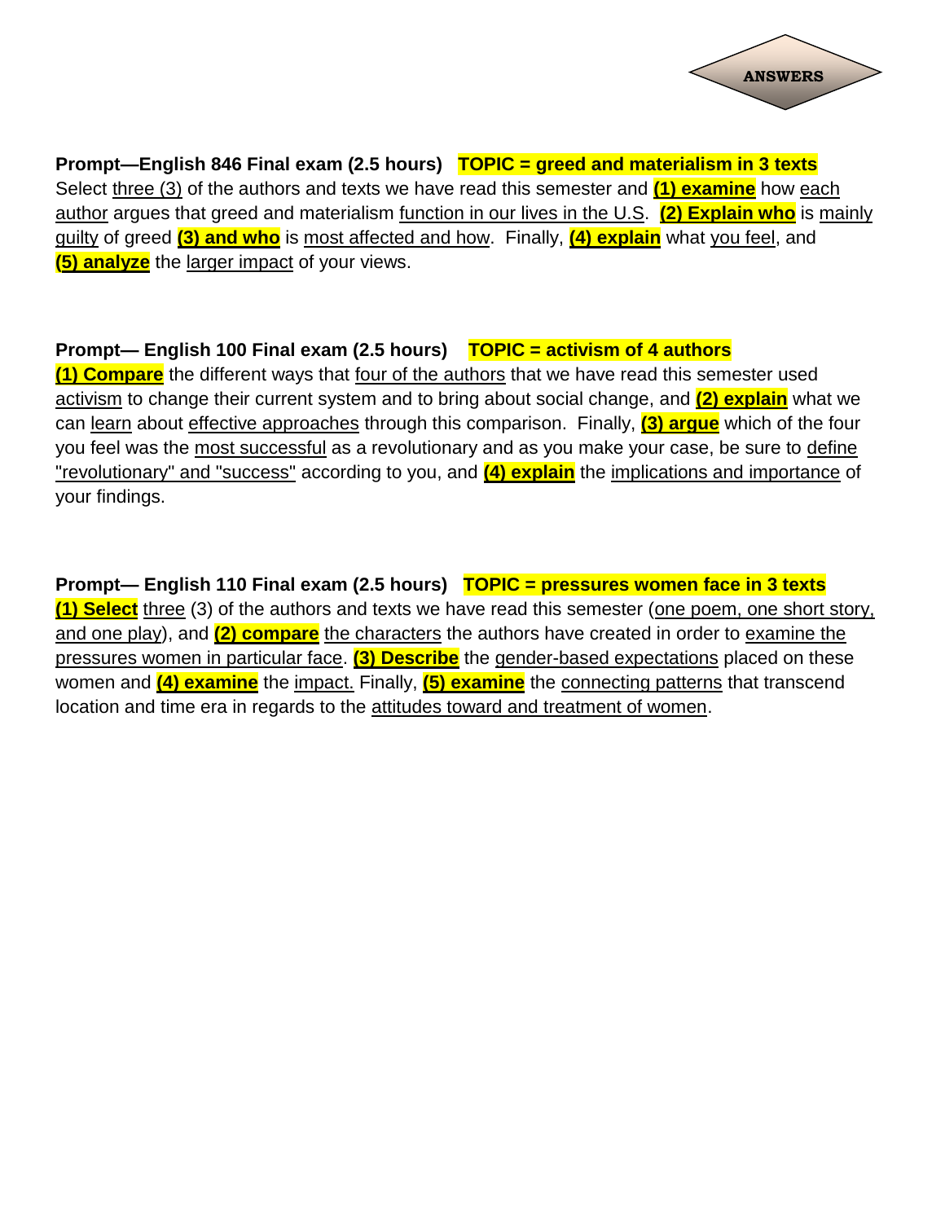**ANSWERS**

**Prompt—English 846 Final exam (2.5 hours)** **TOPIC = greed and materialism in 3 texts**

Select three (3) of the authors and texts we have read this semester and **(1) examine** how each author argues that greed and materialism function in our lives in the U.S. **(2) Explain who** is mainly guilty of greed **(3) and who** is most affected and how. Finally, **(4) explain** what you feel, and **(5) analyze** the larger impact of your views.

**Prompt— English 100 Final exam (2.5 hours)** **TOPIC = activism of 4 authors**

**(1) Compare** the different ways that four of the authors that we have read this semester used activism to change their current system and to bring about social change, and **(2) explain** what we can learn about effective approaches through this comparison. Finally, **(3) argue** which of the four you feel was the most successful as a revolutionary and as you make your case, be sure to define "revolutionary" and "success" according to you, and **(4) explain** the implications and importance of your findings.

**Prompt— English 110 Final exam (2.5 hours)** **TOPIC = pressures women face in 3 texts**

**(1) Select** three (3) of the authors and texts we have read this semester (one poem, one short story, and one play), and **(2) compare** the characters the authors have created in order to examine the pressures women in particular face. **(3) Describe** the gender-based expectations placed on these women and **(4) examine** the impact. Finally, **(5) examine** the connecting patterns that transcend location and time era in regards to the attitudes toward and treatment of women.